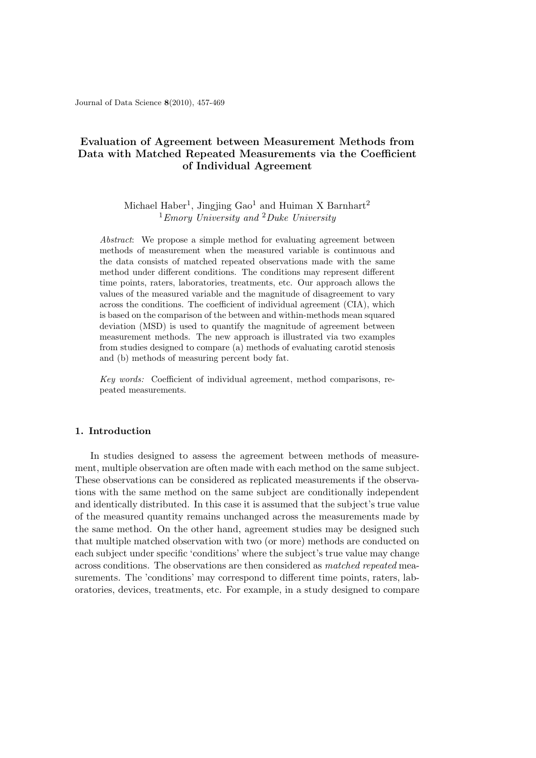# Evaluation of Agreement between Measurement Methods from Data with Matched Repeated Measurements via the Coefficient of Individual Agreement

Michael Haber[1], Jingjing Gao[1] and Huiman X Barnhart[2]
[1]*Emory University and* [2]*Duke University*

*Abstract*: We propose a simple method for evaluating agreement between methods of measurement when the measured variable is continuous and the data consists of matched repeated observations made with the same method under different conditions. The conditions may represent different time points, raters, laboratories, treatments, etc. Our approach allows the values of the measured variable and the magnitude of disagreement to vary across the conditions. The coefficient of individual agreement (CIA), which is based on the comparison of the between and within-methods mean squared deviation (MSD) is used to quantify the magnitude of agreement between measurement methods. The new approach is illustrated via two examples from studies designed to compare (a) methods of evaluating carotid stenosis and (b) methods of measuring percent body fat.

*Key words:* Coefficient of individual agreement, method comparisons, repeated measurements.

## 1. Introduction

In studies designed to assess the agreement between methods of measurement, multiple observation are often made with each method on the same subject. These observations can be considered as replicated measurements if the observations with the same method on the same subject are conditionally independent and identically distributed. In this case it is assumed that the subject's true value of the measured quantity remains unchanged across the measurements made by the same method. On the other hand, agreement studies may be designed such that multiple matched observation with two (or more) methods are conducted on each subject under specific 'conditions' where the subject's true value may change across conditions. The observations are then considered as *matched repeated* measurements. The 'conditions' may correspond to different time points, raters, laboratories, devices, treatments, etc. For example, in a study designed to compare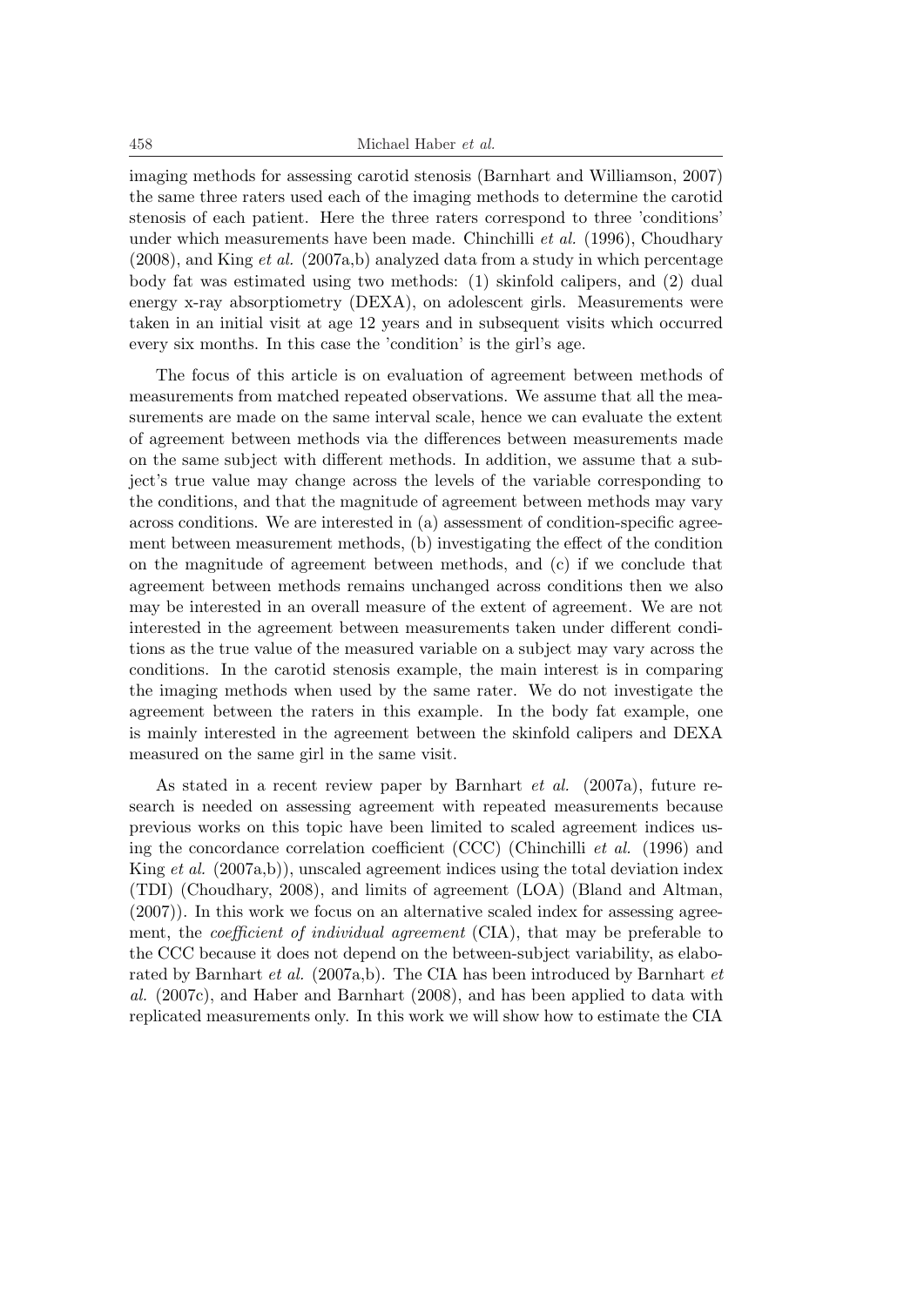imaging methods for assessing carotid stenosis (Barnhart and Williamson, 2007) the same three raters used each of the imaging methods to determine the carotid stenosis of each patient. Here the three raters correspond to three 'conditions' under which measurements have been made. Chinchilli *et al.* (1996), Choudhary (2008), and King *et al.* (2007a,b) analyzed data from a study in which percentage body fat was estimated using two methods: (1) skinfold calipers, and (2) dual energy x-ray absorptiometry (DEXA), on adolescent girls. Measurements were taken in an initial visit at age 12 years and in subsequent visits which occurred every six months. In this case the 'condition' is the girl's age.

The focus of this article is on evaluation of agreement between methods of measurements from matched repeated observations. We assume that all the measurements are made on the same interval scale, hence we can evaluate the extent of agreement between methods via the differences between measurements made on the same subject with different methods. In addition, we assume that a subject's true value may change across the levels of the variable corresponding to the conditions, and that the magnitude of agreement between methods may vary across conditions. We are interested in (a) assessment of condition-specific agreement between measurement methods, (b) investigating the effect of the condition on the magnitude of agreement between methods, and (c) if we conclude that agreement between methods remains unchanged across conditions then we also may be interested in an overall measure of the extent of agreement. We are not interested in the agreement between measurements taken under different conditions as the true value of the measured variable on a subject may vary across the conditions. In the carotid stenosis example, the main interest is in comparing the imaging methods when used by the same rater. We do not investigate the agreement between the raters in this example. In the body fat example, one is mainly interested in the agreement between the skinfold calipers and DEXA measured on the same girl in the same visit.

As stated in a recent review paper by Barnhart *et al.* (2007a), future research is needed on assessing agreement with repeated measurements because previous works on this topic have been limited to scaled agreement indices using the concordance correlation coefficient (CCC) (Chinchilli *et al.* (1996) and King *et al.* (2007a,b)), unscaled agreement indices using the total deviation index (TDI) (Choudhary, 2008), and limits of agreement (LOA) (Bland and Altman, (2007)). In this work we focus on an alternative scaled index for assessing agreement, the *coefficient of individual agreement* (CIA), that may be preferable to the CCC because it does not depend on the between-subject variability, as elaborated by Barnhart *et al.* (2007a,b). The CIA has been introduced by Barnhart *et al.* (2007c), and Haber and Barnhart (2008), and has been applied to data with replicated measurements only. In this work we will show how to estimate the CIA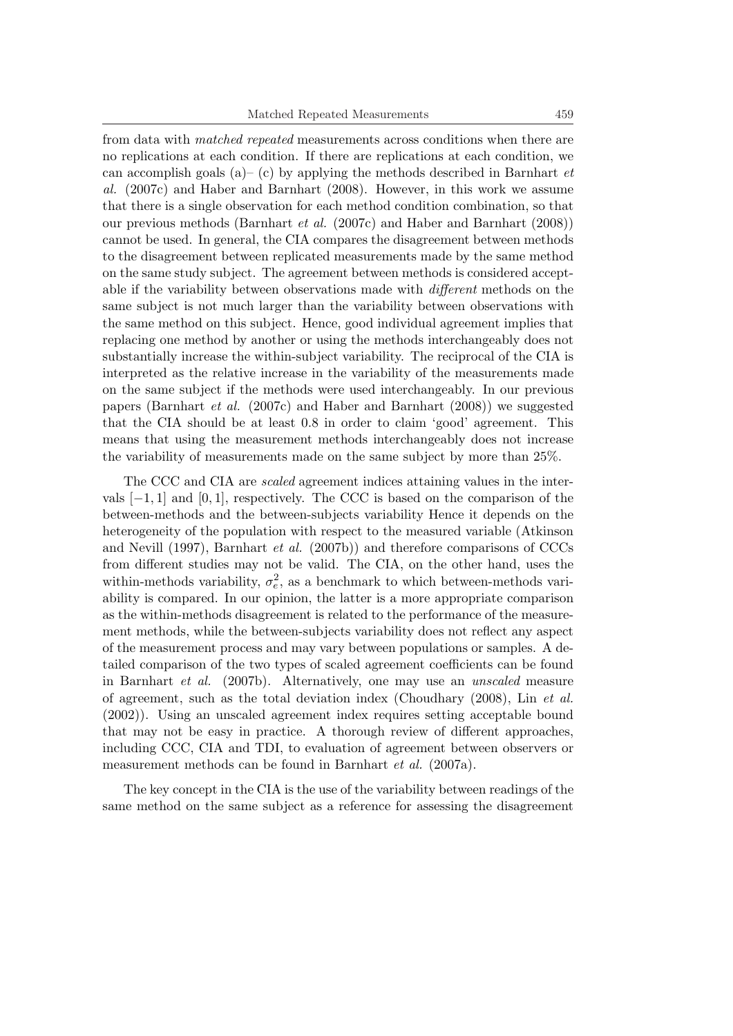from data with *matched repeated* measurements across conditions when there are no replications at each condition. If there are replications at each condition, we can accomplish goals (a)– (c) by applying the methods described in Barnhart *et al.* (2007c) and Haber and Barnhart (2008). However, in this work we assume that there is a single observation for each method condition combination, so that our previous methods (Barnhart *et al.* (2007c) and Haber and Barnhart (2008)) cannot be used. In general, the CIA compares the disagreement between methods to the disagreement between replicated measurements made by the same method on the same study subject. The agreement between methods is considered acceptable if the variability between observations made with *different* methods on the same subject is not much larger than the variability between observations with the same method on this subject. Hence, good individual agreement implies that replacing one method by another or using the methods interchangeably does not substantially increase the within-subject variability. The reciprocal of the CIA is interpreted as the relative increase in the variability of the measurements made on the same subject if the methods were used interchangeably. In our previous papers (Barnhart *et al.* (2007c) and Haber and Barnhart (2008)) we suggested that the CIA should be at least 0.8 in order to claim 'good' agreement. This means that using the measurement methods interchangeably does not increase the variability of measurements made on the same subject by more than 25%.

The CCC and CIA are *scaled* agreement indices attaining values in the intervals $[-1, 1]$ and $[0, 1]$, respectively. The CCC is based on the comparison of the between-methods and the between-subjects variability Hence it depends on the heterogeneity of the population with respect to the measured variable (Atkinson and Nevill (1997), Barnhart *et al.* (2007b)) and therefore comparisons of CCCs from different studies may not be valid. The CIA, on the other hand, uses the within-methods variability, $\sigma_e^2$, as a benchmark to which between-methods variability is compared. In our opinion, the latter is a more appropriate comparison as the within-methods disagreement is related to the performance of the measurement methods, while the between-subjects variability does not reflect any aspect of the measurement process and may vary between populations or samples. A detailed comparison of the two types of scaled agreement coefficients can be found in Barnhart *et al.* (2007b). Alternatively, one may use an *unscaled* measure of agreement, such as the total deviation index (Choudhary (2008), Lin *et al.* (2002)). Using an unscaled agreement index requires setting acceptable bound that may not be easy in practice. A thorough review of different approaches, including CCC, CIA and TDI, to evaluation of agreement between observers or measurement methods can be found in Barnhart *et al.* (2007a).

The key concept in the CIA is the use of the variability between readings of the same method on the same subject as a reference for assessing the disagreement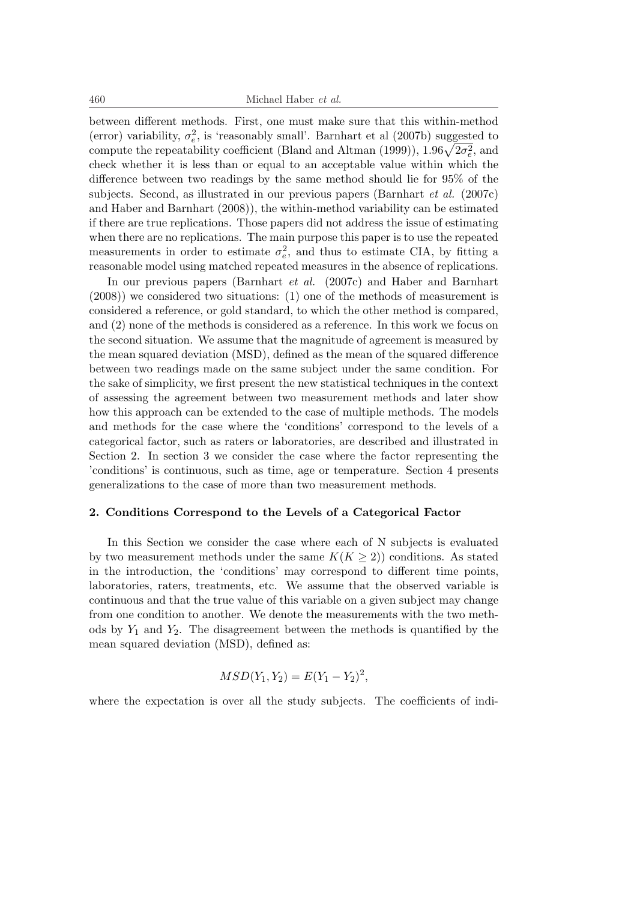between different methods. First, one must make sure that this within-method (error) variability, $\sigma_e^2$, is 'reasonably small'. Barnhart et al (2007b) suggested to compute the repeatability coefficient (Bland and Altman (1999)), $1.96\sqrt{2\sigma_e^2}$, and check whether it is less than or equal to an acceptable value within which the difference between two readings by the same method should lie for 95% of the subjects. Second, as illustrated in our previous papers (Barnhart *et al.* (2007c) and Haber and Barnhart (2008)), the within-method variability can be estimated if there are true replications. Those papers did not address the issue of estimating when there are no replications. The main purpose this paper is to use the repeated measurements in order to estimate $\sigma_e^2$, and thus to estimate CIA, by fitting a reasonable model using matched repeated measures in the absence of replications.

In our previous papers (Barnhart *et al.* (2007c) and Haber and Barnhart (2008)) we considered two situations: (1) one of the methods of measurement is considered a reference, or gold standard, to which the other method is compared, and (2) none of the methods is considered as a reference. In this work we focus on the second situation. We assume that the magnitude of agreement is measured by the mean squared deviation (MSD), defined as the mean of the squared difference between two readings made on the same subject under the same condition. For the sake of simplicity, we first present the new statistical techniques in the context of assessing the agreement between two measurement methods and later show how this approach can be extended to the case of multiple methods. The models and methods for the case where the 'conditions' correspond to the levels of a categorical factor, such as raters or laboratories, are described and illustrated in Section 2. In section 3 we consider the case where the factor representing the 'conditions' is continuous, such as time, age or temperature. Section 4 presents generalizations to the case of more than two measurement methods.

## 2. Conditions Correspond to the Levels of a Categorical Factor

In this Section we consider the case where each of N subjects is evaluated by two measurement methods under the same $K(K \geq 2))$ conditions. As stated in the introduction, the 'conditions' may correspond to different time points, laboratories, raters, treatments, etc. We assume that the observed variable is continuous and that the true value of this variable on a given subject may change from one condition to another. We denote the measurements with the two methods by $Y_1$ and $Y_2$. The disagreement between the methods is quantified by the mean squared deviation (MSD), defined as:

$$MSD(Y_1, Y_2) = E(Y_1 - Y_2)^2,$$

where the expectation is over all the study subjects. The coefficients of indi-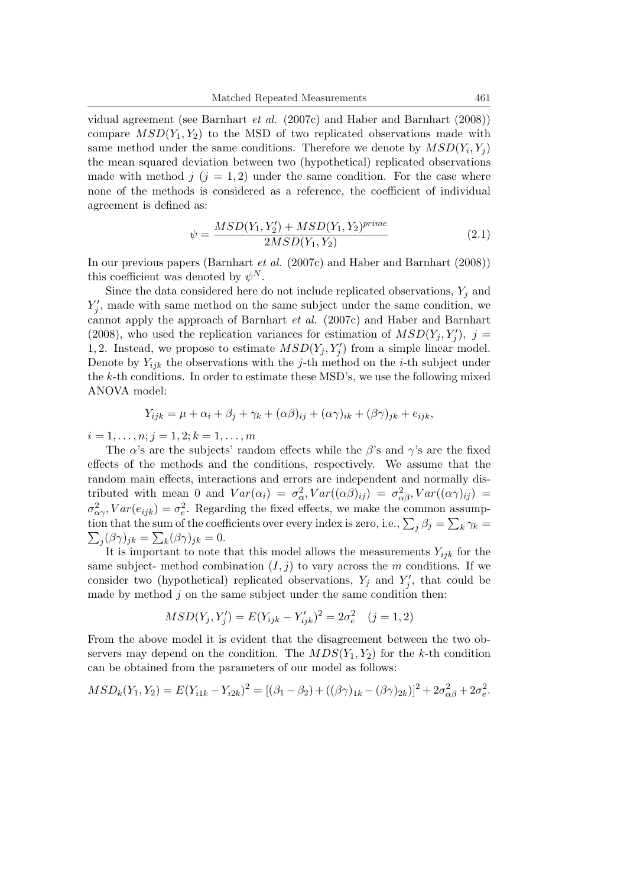vidual agreement (see Barnhart *et al.* (2007c) and Haber and Barnhart (2008)) compare $MSD(Y_1, Y_2)$ to the MSD of two replicated observations made with same method under the same conditions. Therefore we denote by $MSD(Y_i, Y_j)$ the mean squared deviation between two (hypothetical) replicated observations made with method $j$ ($j = 1, 2$) under the same condition. For the case where none of the methods is considered as a reference, the coefficient of individual agreement is defined as:

$$\psi = \frac{MSD(Y_1, Y_2') + MSD(Y_1, Y_2)^{prime}}{2MSD(Y_1, Y_2)} \tag{2.1}$$

In our previous papers (Barnhart *et al.* (2007c) and Haber and Barnhart (2008)) this coefficient was denoted by $\psi^N$.

Since the data considered here do not include replicated observations, $Y_j$ and $Y_j'$, made with same method on the same subject under the same condition, we cannot apply the approach of Barnhart *et al.* (2007c) and Haber and Barnhart (2008), who used the replication variances for estimation of $MSD(Y_j, Y_j')$, $j = 1, 2$. Instead, we propose to estimate $MSD(Y_j, Y_j')$ from a simple linear model. Denote by $Y_{ijk}$ the observations with the $j$-th method on the $i$-th subject under the $k$-th conditions. In order to estimate these MSD's, we use the following mixed ANOVA model:

$$Y_{ijk} = \mu + \alpha_i + \beta_j + \gamma_k + (\alpha\beta)_{ij} + (\alpha\gamma)_{ik} + (\beta\gamma)_{jk} + e_{ijk},$$

$i = 1, \ldots, n; j = 1, 2; k = 1, \ldots, m$

The $\alpha$'s are the subjects' random effects while the $\beta$'s and $\gamma$'s are the fixed effects of the methods and the conditions, respectively. We assume that the random main effects, interactions and errors are independent and normally distributed with mean 0 and $Var(\alpha_i) = \sigma_\alpha^2, Var((\alpha\beta)_{ij}) = \sigma_{\alpha\beta}^2, Var((\alpha\gamma)_{ij}) = \sigma_{\alpha\gamma}^2, Var(e_{ijk}) = \sigma_e^2$. Regarding the fixed effects, we make the common assumption that the sum of the coefficients over every index is zero, i.e., $\sum_j \beta_j = \sum_k \gamma_k = \sum_j (\beta\gamma)_{jk} = \sum_k (\beta\gamma)_{jk} = 0$.

It is important to note that this model allows the measurements $Y_{ijk}$ for the same subject- method combination $(I, j)$ to vary across the $m$ conditions. If we consider two (hypothetical) replicated observations, $Y_j$ and $Y_j'$, that could be made by method $j$ on the same subject under the same condition then:

$$MSD(Y_j, Y_j') = E(Y_{ijk} - Y_{ijk}')^2 = 2\sigma_e^2 \quad (j = 1, 2)$$

From the above model it is evident that the disagreement between the two observers may depend on the condition. The $MDS(Y_1, Y_2)$ for the $k$-th condition can be obtained from the parameters of our model as follows:

$$MSD_k(Y_1, Y_2) = E(Y_{i1k} - Y_{i2k})^2 = [(\beta_1 - \beta_2) + ((\beta\gamma)_{1k} - (\beta\gamma)_{2k})]^2 + 2\sigma_{\alpha\beta}^2 + 2\sigma_e^2.$$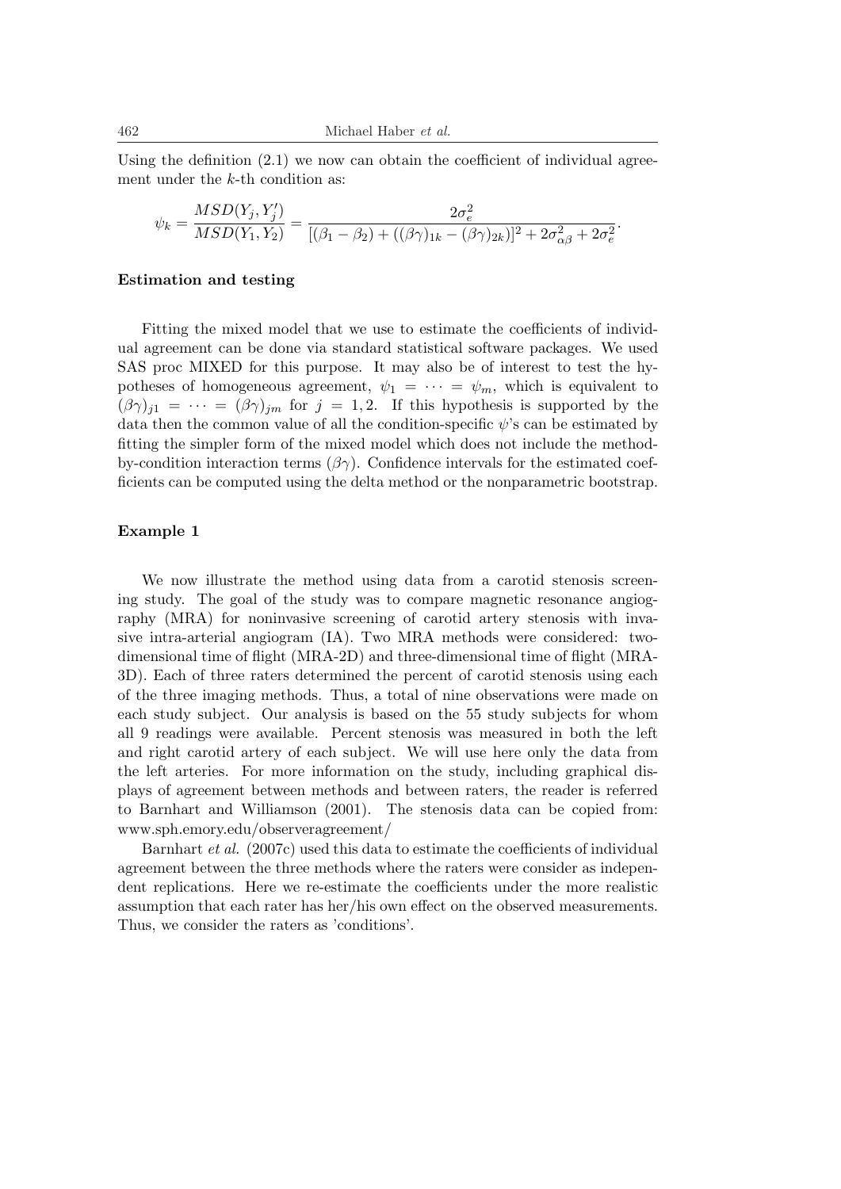Using the definition (2.1) we now can obtain the coefficient of individual agreement under the $k$-th condition as:

$$\psi_k = \frac{MSD(Y_j, Y_j')}{MSD(Y_1, Y_2)} = \frac{2\sigma_e^2}{[(\beta_1 - \beta_2) + ((\beta\gamma)_{1k} - (\beta\gamma)_{2k})]^2 + 2\sigma_{\alpha\beta}^2 + 2\sigma_e^2}.$$

**Estimation and testing**

Fitting the mixed model that we use to estimate the coefficients of individual agreement can be done via standard statistical software packages. We used SAS proc MIXED for this purpose. It may also be of interest to test the hypotheses of homogeneous agreement, $\psi_1 = \cdots = \psi_m$, which is equivalent to $(\beta\gamma)_{j1} = \cdots = (\beta\gamma)_{jm}$ for $j = 1, 2$. If this hypothesis is supported by the data then the common value of all the condition-specific $\psi$'s can be estimated by fitting the simpler form of the mixed model which does not include the method-by-condition interaction terms $(\beta\gamma)$. Confidence intervals for the estimated coefficients can be computed using the delta method or the nonparametric bootstrap.

**Example 1**

We now illustrate the method using data from a carotid stenosis screening study. The goal of the study was to compare magnetic resonance angiography (MRA) for noninvasive screening of carotid artery stenosis with invasive intra-arterial angiogram (IA). Two MRA methods were considered: two-dimensional time of flight (MRA-2D) and three-dimensional time of flight (MRA-3D). Each of three raters determined the percent of carotid stenosis using each of the three imaging methods. Thus, a total of nine observations were made on each study subject. Our analysis is based on the 55 study subjects for whom all 9 readings were available. Percent stenosis was measured in both the left and right carotid artery of each subject. We will use here only the data from the left arteries. For more information on the study, including graphical displays of agreement between methods and between raters, the reader is referred to Barnhart and Williamson (2001). The stenosis data can be copied from: www.sph.emory.edu/observeragreement/

Barnhart *et al.* (2007c) used this data to estimate the coefficients of individual agreement between the three methods where the raters were consider as independent replications. Here we re-estimate the coefficients under the more realistic assumption that each rater has her/his own effect on the observed measurements. Thus, we consider the raters as 'conditions'.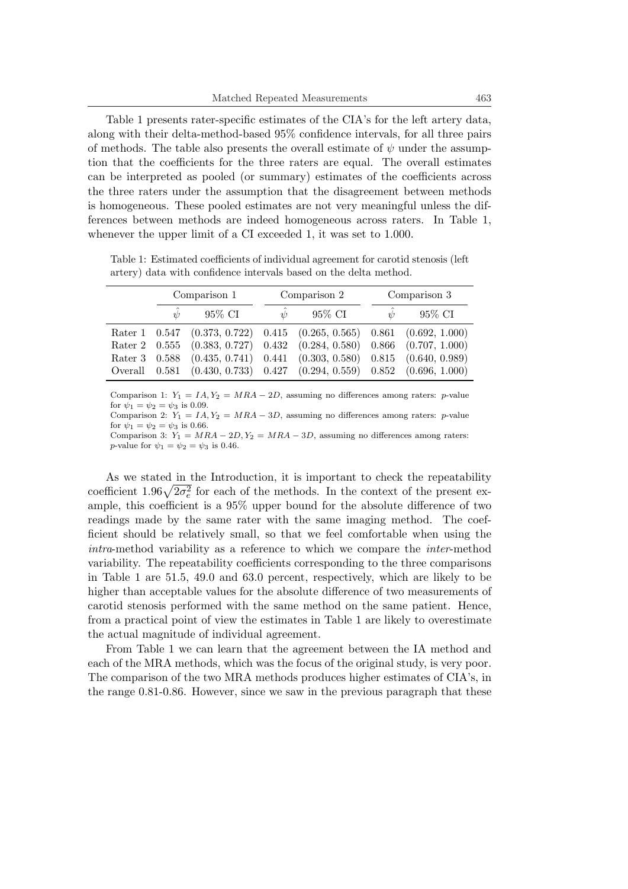Table 1 presents rater-specific estimates of the CIA's for the left artery data, along with their delta-method-based 95% confidence intervals, for all three pairs of methods. The table also presents the overall estimate of $\psi$ under the assumption that the coefficients for the three raters are equal. The overall estimates can be interpreted as pooled (or summary) estimates of the coefficients across the three raters under the assumption that the disagreement between methods is homogeneous. These pooled estimates are not very meaningful unless the differences between methods are indeed homogeneous across raters. In Table 1, whenever the upper limit of a CI exceeded 1, it was set to 1.000.

Table 1: Estimated coefficients of individual agreement for carotid stenosis (left artery) data with confidence intervals based on the delta method.

| | Comparison 1 | | Comparison 2 | | Comparison 3 | |
|---|---|---|---|---|---|---|
| | $\hat{\psi}$ | 95% CI | $\hat{\psi}$ | 95% CI | $\hat{\psi}$ | 95% CI |
| Rater 1 | 0.547 | (0.373, 0.722) | 0.415 | (0.265, 0.565) | 0.861 | (0.692, 1.000) |
| Rater 2 | 0.555 | (0.383, 0.727) | 0.432 | (0.284, 0.580) | 0.866 | (0.707, 1.000) |
| Rater 3 | 0.588 | (0.435, 0.741) | 0.441 | (0.303, 0.580) | 0.815 | (0.640, 0.989) |
| Overall | 0.581 | (0.430, 0.733) | 0.427 | (0.294, 0.559) | 0.852 | (0.696, 1.000) |

Comparison 1: $Y_1 = IA, Y_2 = MRA - 2D$, assuming no differences among raters: $p$-value for $\psi_1 = \psi_2 = \psi_3$ is 0.09.
Comparison 2: $Y_1 = IA, Y_2 = MRA - 3D$, assuming no differences among raters: $p$-value for $\psi_1 = \psi_2 = \psi_3$ is 0.66.
Comparison 3: $Y_1 = MRA - 2D, Y_2 = MRA - 3D$, assuming no differences among raters: $p$-value for $\psi_1 = \psi_2 = \psi_3$ is 0.46.

As we stated in the Introduction, it is important to check the repeatability coefficient $1.96\sqrt{2\sigma_e^2}$ for each of the methods. In the context of the present example, this coefficient is a 95% upper bound for the absolute difference of two readings made by the same rater with the same imaging method. The coefficient should be relatively small, so that we feel comfortable when using the *intra*-method variability as a reference to which we compare the *inter*-method variability. The repeatability coefficients corresponding to the three comparisons in Table 1 are 51.5, 49.0 and 63.0 percent, respectively, which are likely to be higher than acceptable values for the absolute difference of two measurements of carotid stenosis performed with the same method on the same patient. Hence, from a practical point of view the estimates in Table 1 are likely to overestimate the actual magnitude of individual agreement.

From Table 1 we can learn that the agreement between the IA method and each of the MRA methods, which was the focus of the original study, is very poor. The comparison of the two MRA methods produces higher estimates of CIA's, in the range 0.81-0.86. However, since we saw in the previous paragraph that these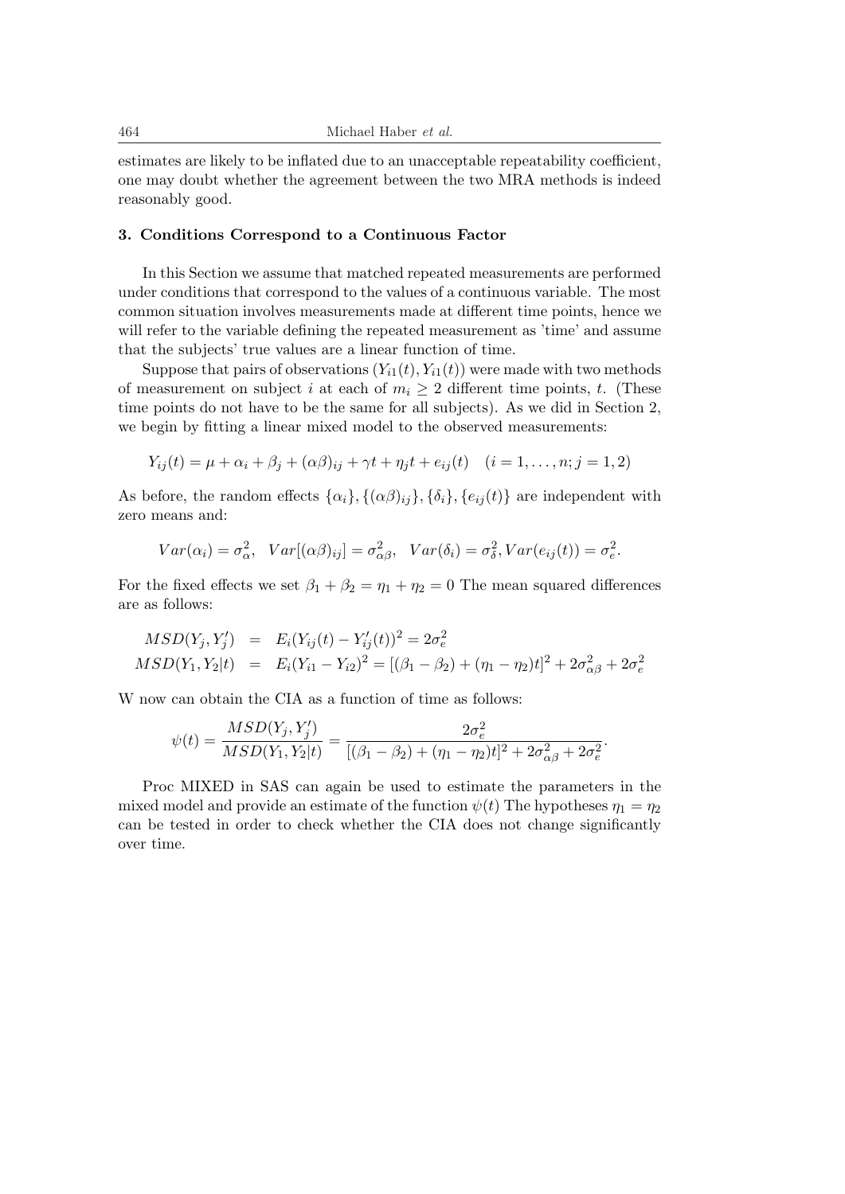estimates are likely to be inflated due to an unacceptable repeatability coefficient, one may doubt whether the agreement between the two MRA methods is indeed reasonably good.

### 3. Conditions Correspond to a Continuous Factor

In this Section we assume that matched repeated measurements are performed under conditions that correspond to the values of a continuous variable. The most common situation involves measurements made at different time points, hence we will refer to the variable defining the repeated measurement as 'time' and assume that the subjects' true values are a linear function of time.

Suppose that pairs of observations $(Y_{i1}(t), Y_{i1}(t))$ were made with two methods of measurement on subject $i$ at each of $m_i \geq 2$ different time points, $t$. (These time points do not have to be the same for all subjects). As we did in Section 2, we begin by fitting a linear mixed model to the observed measurements:

$$Y_{ij}(t) = \mu + \alpha_i + \beta_j + (\alpha\beta)_{ij} + \gamma t + \eta_j t + e_{ij}(t) \quad (i = 1, \ldots, n; j = 1, 2)$$

As before, the random effects $\{\alpha_i\}, \{(\alpha\beta)_{ij}\}, \{\delta_i\}, \{e_{ij}(t)\}$ are independent with zero means and:

$$Var(\alpha_i) = \sigma_\alpha^2, \quad Var[(\alpha\beta)_{ij}] = \sigma_{\alpha\beta}^2, \quad Var(\delta_i) = \sigma_\delta^2, Var(e_{ij}(t)) = \sigma_e^2.$$

For the fixed effects we set $\beta_1 + \beta_2 = \eta_1 + \eta_2 = 0$ The mean squared differences are as follows:

$$\begin{aligned} MSD(Y_j, Y_j') &= E_i(Y_{ij}(t) - Y_{ij}'(t))^2 = 2\sigma_e^2 \\ MSD(Y_1, Y_2|t) &= E_i(Y_{i1} - Y_{i2})^2 = [(\beta_1 - \beta_2) + (\eta_1 - \eta_2)t]^2 + 2\sigma_{\alpha\beta}^2 + 2\sigma_e^2 \end{aligned}$$

W now can obtain the CIA as a function of time as follows:

$$\psi(t) = \frac{MSD(Y_j, Y_j')}{MSD(Y_1, Y_2|t)} = \frac{2\sigma_e^2}{[(\beta_1 - \beta_2) + (\eta_1 - \eta_2)t]^2 + 2\sigma_{\alpha\beta}^2 + 2\sigma_e^2}.$$

Proc MIXED in SAS can again be used to estimate the parameters in the mixed model and provide an estimate of the function $\psi(t)$ The hypotheses $\eta_1 = \eta_2$ can be tested in order to check whether the CIA does not change significantly over time.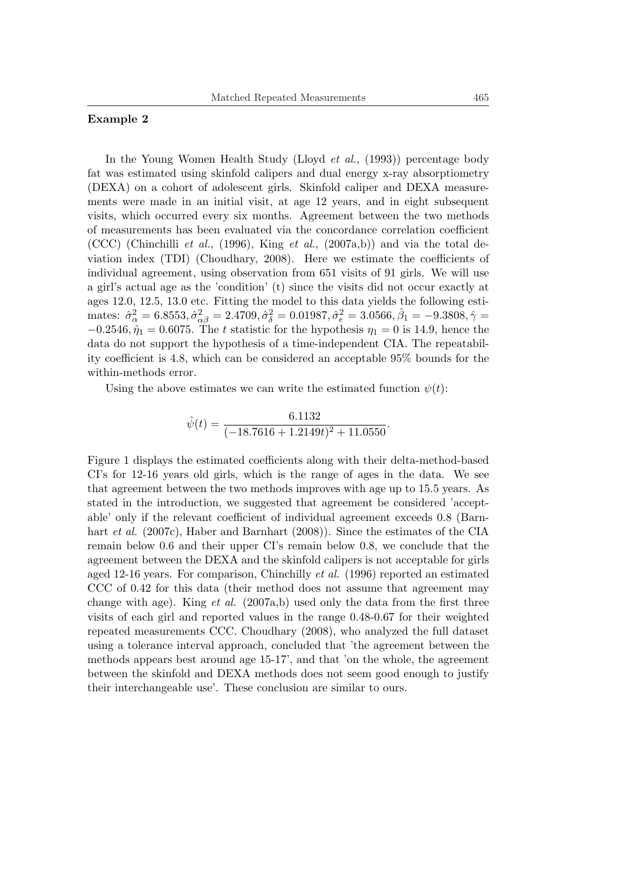**Example 2**

In the Young Women Health Study (Lloyd *et al.*, (1993)) percentage body fat was estimated using skinfold calipers and dual energy x-ray absorptiometry (DEXA) on a cohort of adolescent girls. Skinfold caliper and DEXA measurements were made in an initial visit, at age 12 years, and in eight subsequent visits, which occurred every six months. Agreement between the two methods of measurements has been evaluated via the concordance correlation coefficient (CCC) (Chinchilli *et al.*, (1996), King *et al.*, (2007a,b)) and via the total deviation index (TDI) (Choudhary, 2008). Here we estimate the coefficients of individual agreement, using observation from 651 visits of 91 girls. We will use a girl's actual age as the 'condition' (t) since the visits did not occur exactly at ages 12.0, 12.5, 13.0 etc. Fitting the model to this data yields the following estimates: $\hat{\sigma}^2_\alpha = 6.8553, \hat{\sigma}^2_{\alpha\beta} = 2.4709, \hat{\sigma}^2_\delta = 0.01987, \hat{\sigma}^2_e = 3.0566, \hat{\beta}_1 = -9.3808, \hat{\gamma} = -0.2546, \hat{\eta}_1 = 0.6075$. The $t$ statistic for the hypothesis $\eta_1 = 0$ is 14.9, hence the data do not support the hypothesis of a time-independent CIA. The repeatability coefficient is 4.8, which can be considered an acceptable 95% bounds for the within-methods error.

Using the above estimates we can write the estimated function $\psi(t)$:

$$\hat{\psi}(t) = \frac{6.1132}{(-18.7616 + 1.2149t)^2 + 11.0550}.$$

Figure 1 displays the estimated coefficients along with their delta-method-based CI's for 12-16 years old girls, which is the range of ages in the data. We see that agreement between the two methods improves with age up to 15.5 years. As stated in the introduction, we suggested that agreement be considered 'acceptable' only if the relevant coefficient of individual agreement exceeds 0.8 (Barnhart *et al.* (2007c), Haber and Barnhart (2008)). Since the estimates of the CIA remain below 0.6 and their upper CI's remain below 0.8, we conclude that the agreement between the DEXA and the skinfold calipers is not acceptable for girls aged 12-16 years. For comparison, Chinchilly *et al.* (1996) reported an estimated CCC of 0.42 for this data (their method does not assume that agreement may change with age). King *et al.* (2007a,b) used only the data from the first three visits of each girl and reported values in the range 0.48-0.67 for their weighted repeated measurements CCC. Choudhary (2008), who analyzed the full dataset using a tolerance interval approach, concluded that 'the agreement between the methods appears best around age 15-17', and that 'on the whole, the agreement between the skinfold and DEXA methods does not seem good enough to justify their interchangeable use'. These conclusion are similar to ours.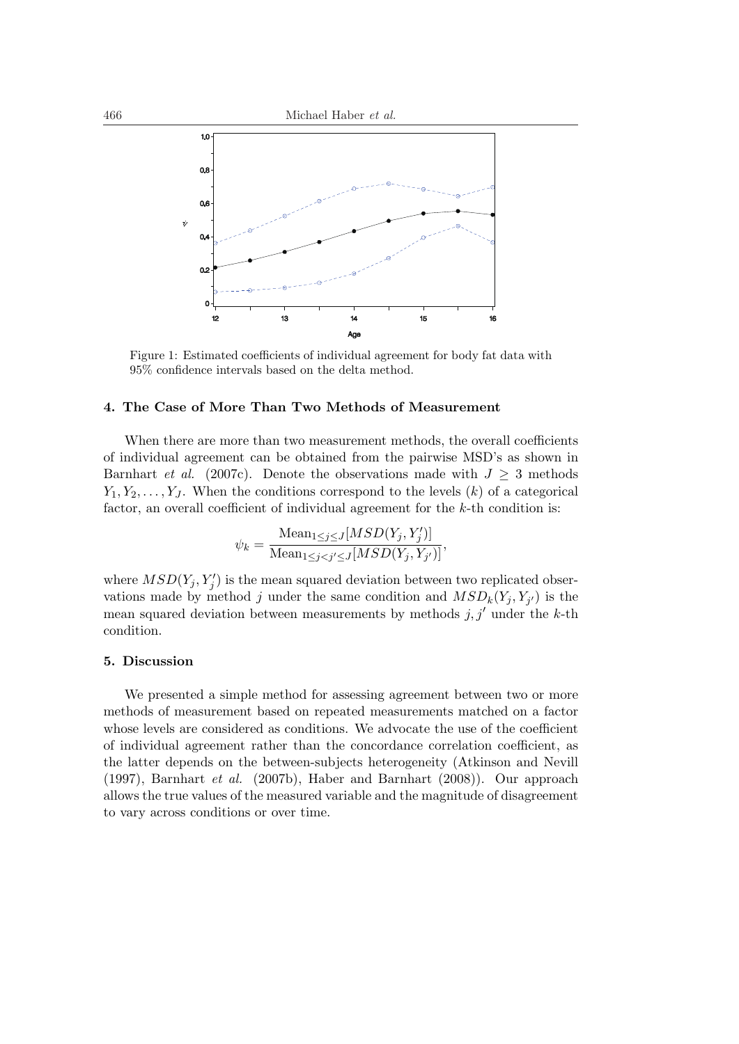Figure 1: Estimated coefficients of individual agreement for body fat data with 95% confidence intervals based on the delta method.

## 4. The Case of More Than Two Methods of Measurement

When there are more than two measurement methods, the overall coefficients of individual agreement can be obtained from the pairwise MSD's as shown in Barnhart *et al.* (2007c). Denote the observations made with $J \geq 3$ methods $Y_1, Y_2, \ldots, Y_J$. When the conditions correspond to the levels $(k)$ of a categorical factor, an overall coefficient of individual agreement for the $k$-th condition is:

$$\psi_k = \frac{\text{Mean}_{1 \leq j \leq J}[MSD(Y_j, Y_j')]}{\text{Mean}_{1 \leq j < j' \leq J}[MSD(Y_j, Y_{j'})]},$$

where $MSD(Y_j, Y_j')$ is the mean squared deviation between two replicated observations made by method $j$ under the same condition and $MSD_k(Y_j, Y_{j'})$ is the mean squared deviation between measurements by methods $j, j'$ under the $k$-th condition.

## 5. Discussion

We presented a simple method for assessing agreement between two or more methods of measurement based on repeated measurements matched on a factor whose levels are considered as conditions. We advocate the use of the coefficient of individual agreement rather than the concordance correlation coefficient, as the latter depends on the between-subjects heterogeneity (Atkinson and Nevill (1997), Barnhart *et al.* (2007b), Haber and Barnhart (2008)). Our approach allows the true values of the measured variable and the magnitude of disagreement to vary across conditions or over time.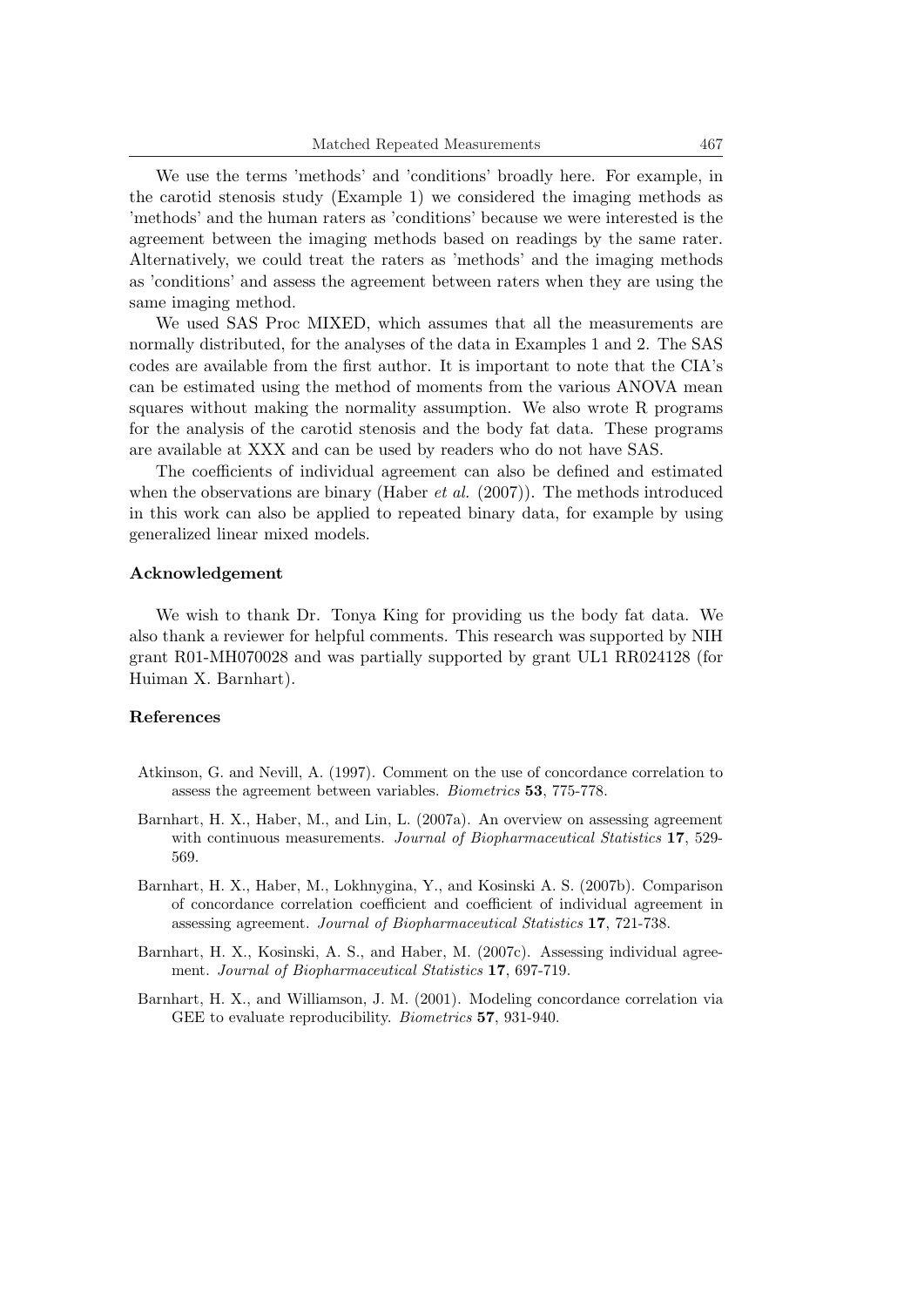We use the terms 'methods' and 'conditions' broadly here. For example, in the carotid stenosis study (Example 1) we considered the imaging methods as 'methods' and the human raters as 'conditions' because we were interested is the agreement between the imaging methods based on readings by the same rater. Alternatively, we could treat the raters as 'methods' and the imaging methods as 'conditions' and assess the agreement between raters when they are using the same imaging method.

We used SAS Proc MIXED, which assumes that all the measurements are normally distributed, for the analyses of the data in Examples 1 and 2. The SAS codes are available from the first author. It is important to note that the CIA's can be estimated using the method of moments from the various ANOVA mean squares without making the normality assumption. We also wrote R programs for the analysis of the carotid stenosis and the body fat data. These programs are available at XXX and can be used by readers who do not have SAS.

The coefficients of individual agreement can also be defined and estimated when the observations are binary (Haber *et al.* (2007)). The methods introduced in this work can also be applied to repeated binary data, for example by using generalized linear mixed models.

### Acknowledgement

We wish to thank Dr. Tonya King for providing us the body fat data. We also thank a reviewer for helpful comments. This research was supported by NIH grant R01-MH070028 and was partially supported by grant UL1 RR024128 (for Huiman X. Barnhart).

### References

Atkinson, G. and Nevill, A. (1997). Comment on the use of concordance correlation to assess the agreement between variables. *Biometrics* **53**, 775-778.

Barnhart, H. X., Haber, M., and Lin, L. (2007a). An overview on assessing agreement with continuous measurements. *Journal of Biopharmaceutical Statistics* **17**, 529-569.

Barnhart, H. X., Haber, M., Lokhnygina, Y., and Kosinski A. S. (2007b). Comparison of concordance correlation coefficient and coefficient of individual agreement in assessing agreement. *Journal of Biopharmaceutical Statistics* **17**, 721-738.

Barnhart, H. X., Kosinski, A. S., and Haber, M. (2007c). Assessing individual agreement. *Journal of Biopharmaceutical Statistics* **17**, 697-719.

Barnhart, H. X., and Williamson, J. M. (2001). Modeling concordance correlation via GEE to evaluate reproducibility. *Biometrics* **57**, 931-940.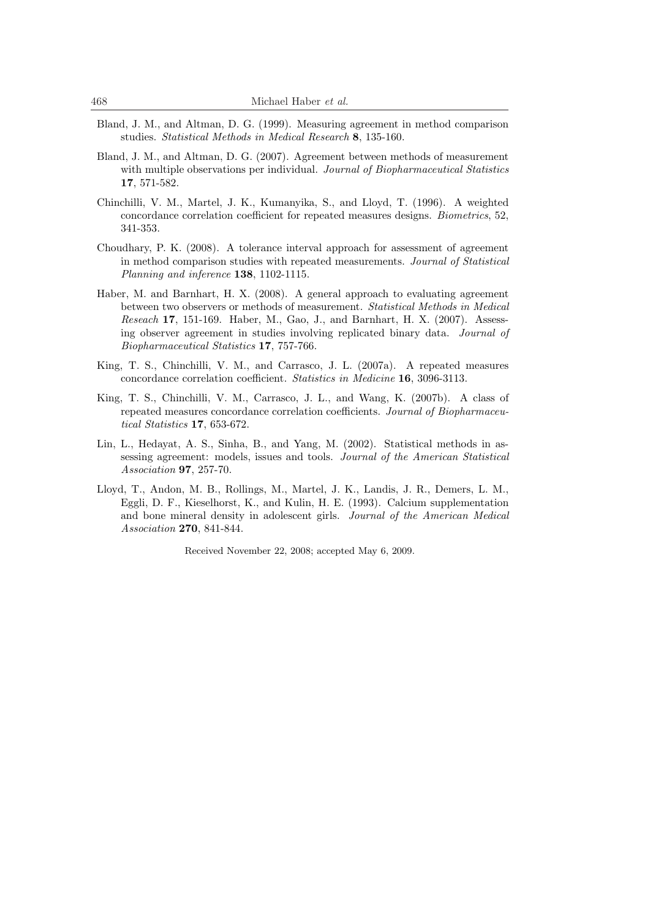Bland, J. M., and Altman, D. G. (1999). Measuring agreement in method comparison studies. *Statistical Methods in Medical Research* **8**, 135-160.

Bland, J. M., and Altman, D. G. (2007). Agreement between methods of measurement with multiple observations per individual. *Journal of Biopharmaceutical Statistics* **17**, 571-582.

Chinchilli, V. M., Martel, J. K., Kumanyika, S., and Lloyd, T. (1996). A weighted concordance correlation coefficient for repeated measures designs. *Biometrics*, 52, 341-353.

Choudhary, P. K. (2008). A tolerance interval approach for assessment of agreement in method comparison studies with repeated measurements. *Journal of Statistical Planning and inference* **138**, 1102-1115.

Haber, M. and Barnhart, H. X. (2008). A general approach to evaluating agreement between two observers or methods of measurement. *Statistical Methods in Medical Reseach* **17**, 151-169. Haber, M., Gao, J., and Barnhart, H. X. (2007). Assessing observer agreement in studies involving replicated binary data. *Journal of Biopharmaceutical Statistics* **17**, 757-766.

King, T. S., Chinchilli, V. M., and Carrasco, J. L. (2007a). A repeated measures concordance correlation coefficient. *Statistics in Medicine* **16**, 3096-3113.

King, T. S., Chinchilli, V. M., Carrasco, J. L., and Wang, K. (2007b). A class of repeated measures concordance correlation coefficients. *Journal of Biopharmaceutical Statistics* **17**, 653-672.

Lin, L., Hedayat, A. S., Sinha, B., and Yang, M. (2002). Statistical methods in assessing agreement: models, issues and tools. *Journal of the American Statistical Association* **97**, 257-70.

Lloyd, T., Andon, M. B., Rollings, M., Martel, J. K., Landis, J. R., Demers, L. M., Eggli, D. F., Kieselhorst, K., and Kulin, H. E. (1993). Calcium supplementation and bone mineral density in adolescent girls. *Journal of the American Medical Association* **270**, 841-844.

Received November 22, 2008; accepted May 6, 2009.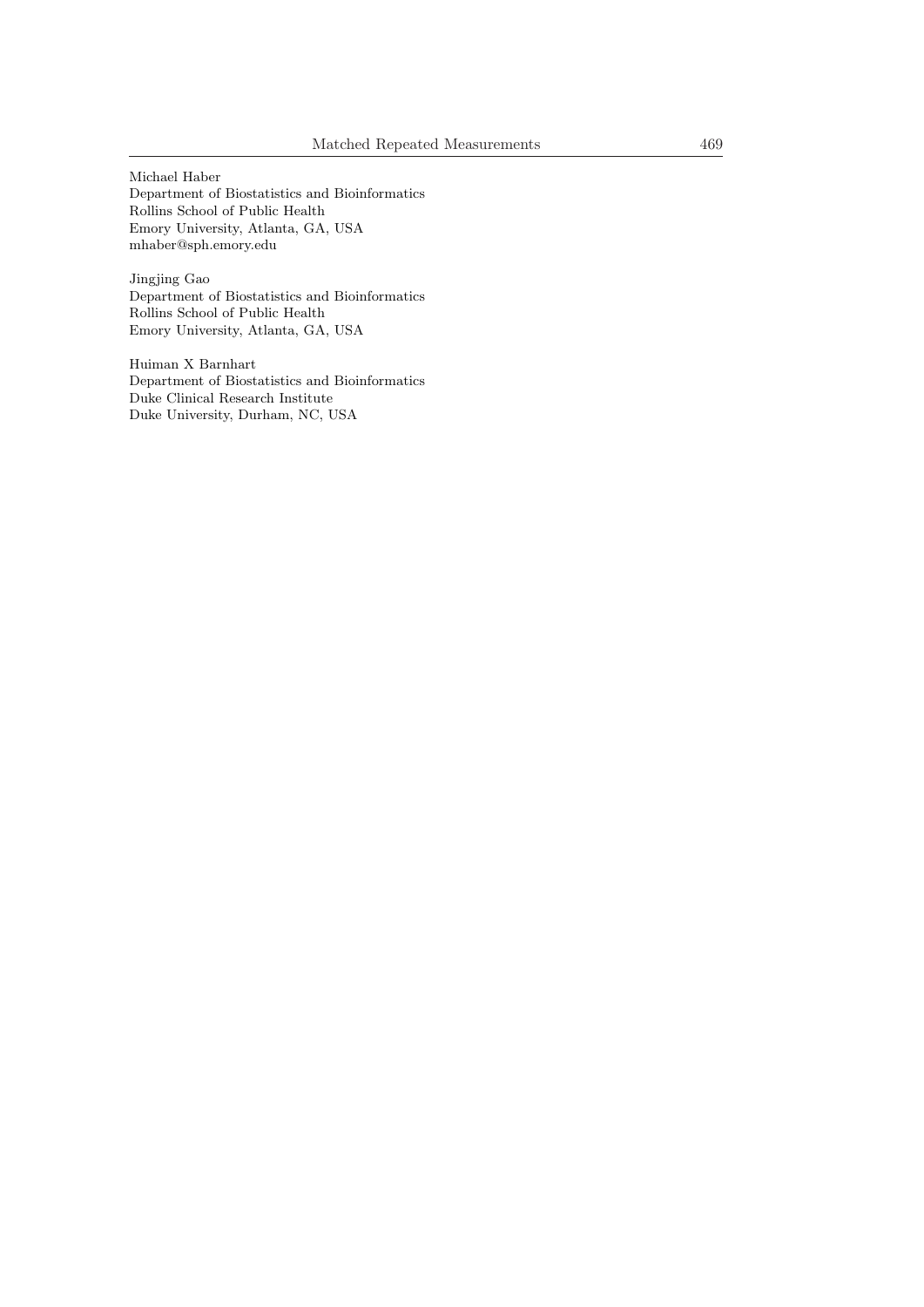Michael Haber
Department of Biostatistics and Bioinformatics
Rollins School of Public Health
Emory University, Atlanta, GA, USA
mhaber@sph.emory.edu

Jingjing Gao
Department of Biostatistics and Bioinformatics
Rollins School of Public Health
Emory University, Atlanta, GA, USA

Huiman X Barnhart
Department of Biostatistics and Bioinformatics
Duke Clinical Research Institute
Duke University, Durham, NC, USA